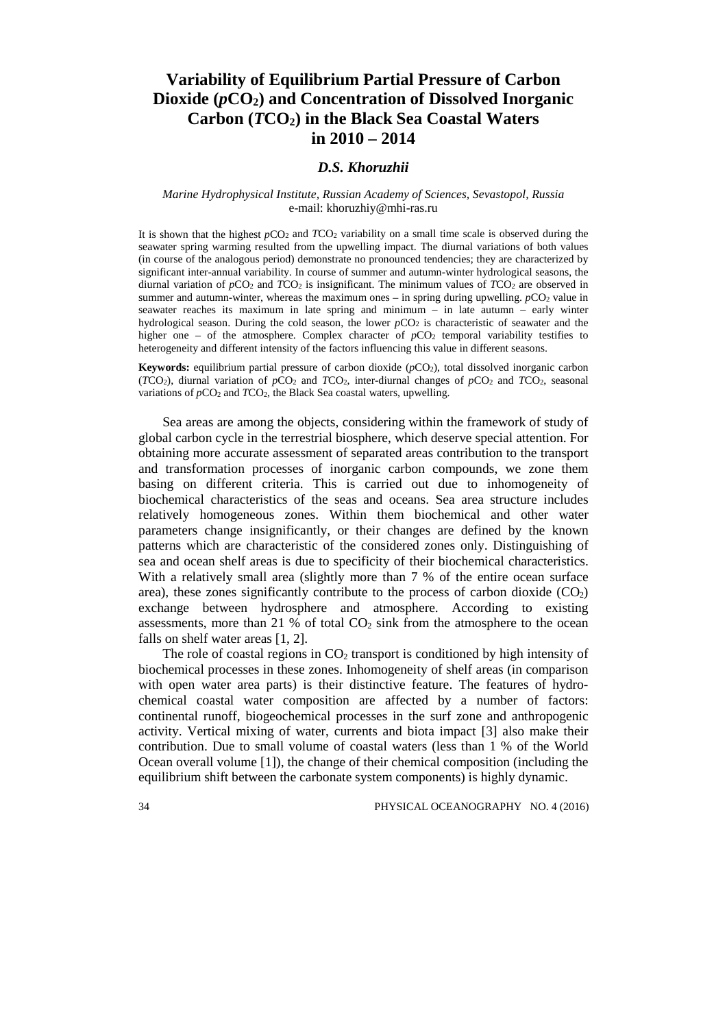# Variability of Equilibrium Partial Pressure of Carbon Dioxide ($pCO_2$) and Concentration of Dissolved Inorganic Carbon ($TCO_2$) in the Black Sea Coastal Waters in 2010 – 2014

### *D.S. Khoruzhii*

*Marine Hydrophysical Institute, Russian Academy of Sciences, Sevastopol, Russia*
e-mail: khoruzhiy@mhi-ras.ru

It is shown that the highest $pCO_2$ and $TCO_2$ variability on a small time scale is observed during the seawater spring warming resulted from the upwelling impact. The diurnal variations of both values (in course of the analogous period) demonstrate no pronounced tendencies; they are characterized by significant inter-annual variability. In course of summer and autumn-winter hydrological seasons, the diurnal variation of $pCO_2$ and $TCO_2$ is insignificant. The minimum values of $TCO_2$ are observed in summer and autumn-winter, whereas the maximum ones – in spring during upwelling. $pCO_2$ value in seawater reaches its maximum in late spring and minimum – in late autumn – early winter hydrological season. During the cold season, the lower $pCO_2$ is characteristic of seawater and the higher one – of the atmosphere. Complex character of $pCO_2$ temporal variability testifies to heterogeneity and different intensity of the factors influencing this value in different seasons.

**Keywords:** equilibrium partial pressure of carbon dioxide ($pCO_2$), total dissolved inorganic carbon ($TCO_2$), diurnal variation of $pCO_2$ and $TCO_2$, inter-diurnal changes of $pCO_2$ and $TCO_2$, seasonal variations of $pCO_2$ and $TCO_2$, the Black Sea coastal waters, upwelling.

Sea areas are among the objects, considering within the framework of study of global carbon cycle in the terrestrial biosphere, which deserve special attention. For obtaining more accurate assessment of separated areas contribution to the transport and transformation processes of inorganic carbon compounds, we zone them basing on different criteria. This is carried out due to inhomogeneity of biochemical characteristics of the seas and oceans. Sea area structure includes relatively homogeneous zones. Within them biochemical and other water parameters change insignificantly, or their changes are defined by the known patterns which are characteristic of the considered zones only. Distinguishing of sea and ocean shelf areas is due to specificity of their biochemical characteristics. With a relatively small area (slightly more than 7 % of the entire ocean surface area), these zones significantly contribute to the process of carbon dioxide ($CO_2$) exchange between hydrosphere and atmosphere. According to existing assessments, more than 21 % of total $CO_2$ sink from the atmosphere to the ocean falls on shelf water areas [1, 2].

The role of coastal regions in $CO_2$ transport is conditioned by high intensity of biochemical processes in these zones. Inhomogeneity of shelf areas (in comparison with open water area parts) is their distinctive feature. The features of hydrochemical coastal water composition are affected by a number of factors: continental runoff, biogeochemical processes in the surf zone and anthropogenic activity. Vertical mixing of water, currents and biota impact [3] also make their contribution. Due to small volume of coastal waters (less than 1 % of the World Ocean overall volume [1]), the change of their chemical composition (including the equilibrium shift between the carbonate system components) is highly dynamic.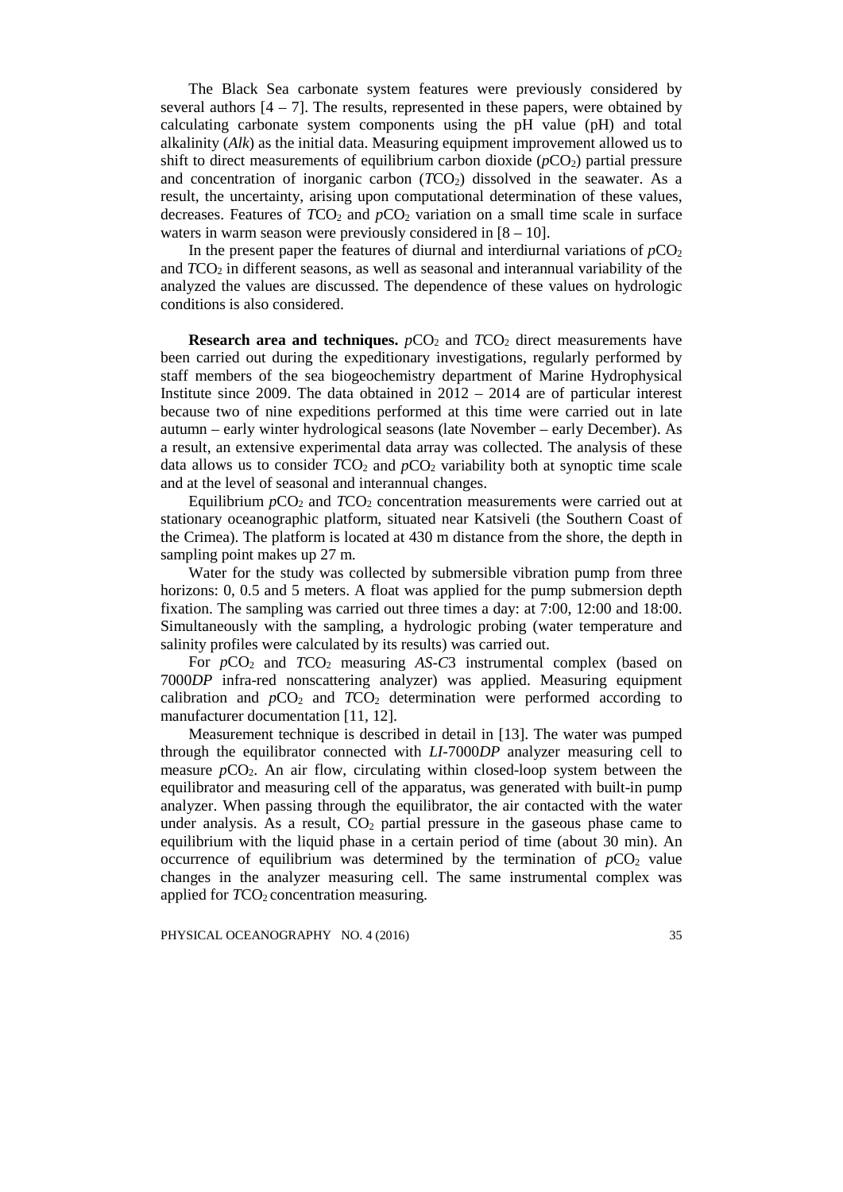The Black Sea carbonate system features were previously considered by several authors [4 – 7]. The results, represented in these papers, were obtained by calculating carbonate system components using the pH value (pH) and total alkalinity (*Alk*) as the initial data. Measuring equipment improvement allowed us to shift to direct measurements of equilibrium carbon dioxide ($pCO_2$) partial pressure and concentration of inorganic carbon ($TCO_2$) dissolved in the seawater. As a result, the uncertainty, arising upon computational determination of these values, decreases. Features of $TCO_2$ and $pCO_2$ variation on a small time scale in surface waters in warm season were previously considered in [8 – 10].

In the present paper the features of diurnal and interdiurnal variations of $pCO_2$ and $TCO_2$ in different seasons, as well as seasonal and interannual variability of the analyzed the values are discussed. The dependence of these values on hydrologic conditions is also considered.

**Research area and techniques.** $pCO_2$ and $TCO_2$ direct measurements have been carried out during the expeditionary investigations, regularly performed by staff members of the sea biogeochemistry department of Marine Hydrophysical Institute since 2009. The data obtained in 2012 – 2014 are of particular interest because two of nine expeditions performed at this time were carried out in late autumn – early winter hydrological seasons (late November – early December). As a result, an extensive experimental data array was collected. The analysis of these data allows us to consider $TCO_2$ and $pCO_2$ variability both at synoptic time scale and at the level of seasonal and interannual changes.

Equilibrium $pCO_2$ and $TCO_2$ concentration measurements were carried out at stationary oceanographic platform, situated near Katsiveli (the Southern Coast of the Crimea). The platform is located at 430 m distance from the shore, the depth in sampling point makes up 27 m.

Water for the study was collected by submersible vibration pump from three horizons: 0, 0.5 and 5 meters. A float was applied for the pump submersion depth fixation. The sampling was carried out three times a day: at 7:00, 12:00 and 18:00. Simultaneously with the sampling, a hydrologic probing (water temperature and salinity profiles were calculated by its results) was carried out.

For $pCO_2$ and $TCO_2$ measuring *AS-C*3 instrumental complex (based on 7000*DP* infra-red nonscattering analyzer) was applied. Measuring equipment calibration and $pCO_2$ and $TCO_2$ determination were performed according to manufacturer documentation [11, 12].

Measurement technique is described in detail in [13]. The water was pumped through the equilibrator connected with *LI*-7000*DP* analyzer measuring cell to measure $pCO_2$. An air flow, circulating within closed-loop system between the equilibrator and measuring cell of the apparatus, was generated with built-in pump analyzer. When passing through the equilibrator, the air contacted with the water under analysis. As a result, $CO_2$ partial pressure in the gaseous phase came to equilibrium with the liquid phase in a certain period of time (about 30 min). An occurrence of equilibrium was determined by the termination of $pCO_2$ value changes in the analyzer measuring cell. The same instrumental complex was applied for $TCO_2$ concentration measuring.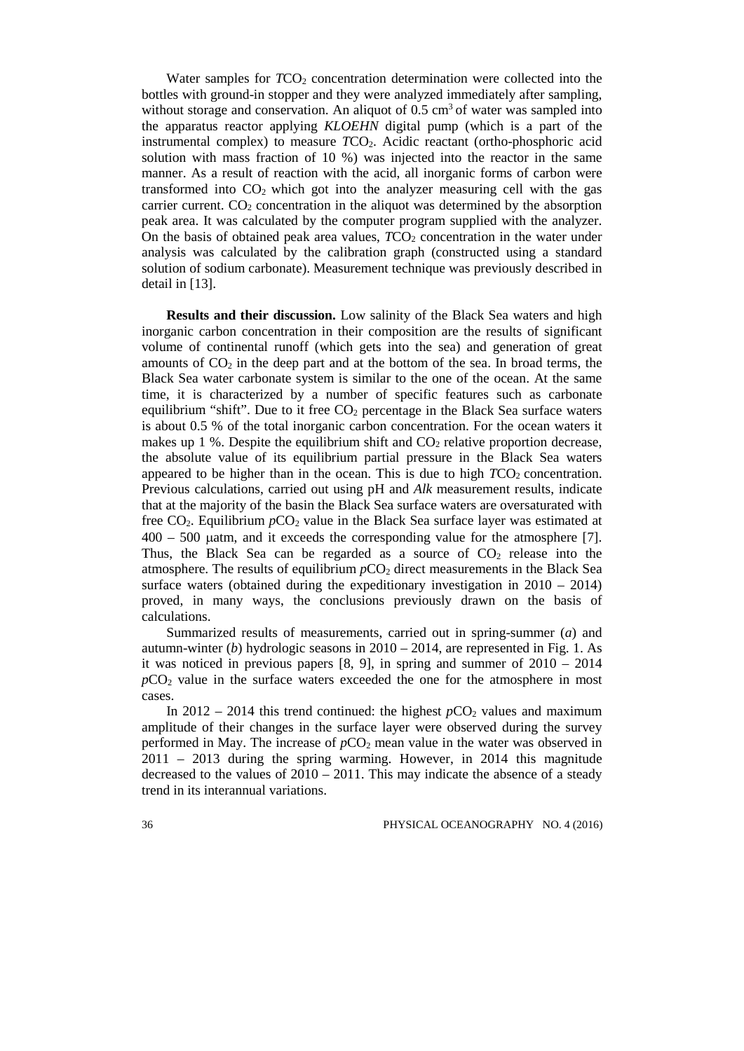Water samples for $TCO_2$ concentration determination were collected into the bottles with ground-in stopper and they were analyzed immediately after sampling, without storage and conservation. An aliquot of 0.5 $cm^3$ of water was sampled into the apparatus reactor applying *KLOEHN* digital pump (which is a part of the instrumental complex) to measure $TCO_2$. Acidic reactant (ortho-phosphoric acid solution with mass fraction of 10 %) was injected into the reactor in the same manner. As a result of reaction with the acid, all inorganic forms of carbon were transformed into $CO_2$ which got into the analyzer measuring cell with the gas carrier current. $CO_2$ concentration in the aliquot was determined by the absorption peak area. It was calculated by the computer program supplied with the analyzer. On the basis of obtained peak area values, $TCO_2$ concentration in the water under analysis was calculated by the calibration graph (constructed using a standard solution of sodium carbonate). Measurement technique was previously described in detail in [13].

**Results and their discussion.** Low salinity of the Black Sea waters and high inorganic carbon concentration in their composition are the results of significant volume of continental runoff (which gets into the sea) and generation of great amounts of $CO_2$ in the deep part and at the bottom of the sea. In broad terms, the Black Sea water carbonate system is similar to the one of the ocean. At the same time, it is characterized by a number of specific features such as carbonate equilibrium "shift". Due to it free $CO_2$ percentage in the Black Sea surface waters is about 0.5 % of the total inorganic carbon concentration. For the ocean waters it makes up 1 %. Despite the equilibrium shift and $CO_2$ relative proportion decrease, the absolute value of its equilibrium partial pressure in the Black Sea waters appeared to be higher than in the ocean. This is due to high $TCO_2$ concentration. Previous calculations, carried out using pH and *Alk* measurement results, indicate that at the majority of the basin the Black Sea surface waters are oversaturated with free $CO_2$. Equilibrium $pCO_2$ value in the Black Sea surface layer was estimated at 400 – 500 μatm, and it exceeds the corresponding value for the atmosphere [7]. Thus, the Black Sea can be regarded as a source of $CO_2$ release into the atmosphere. The results of equilibrium $pCO_2$ direct measurements in the Black Sea surface waters (obtained during the expeditionary investigation in 2010 – 2014) proved, in many ways, the conclusions previously drawn on the basis of calculations.

Summarized results of measurements, carried out in spring-summer (*a*) and autumn-winter (*b*) hydrologic seasons in 2010 – 2014, are represented in Fig. 1. As it was noticed in previous papers [8, 9], in spring and summer of 2010 – 2014 $pCO_2$ value in the surface waters exceeded the one for the atmosphere in most cases.

In 2012 – 2014 this trend continued: the highest $pCO_2$ values and maximum amplitude of their changes in the surface layer were observed during the survey performed in May. The increase of $pCO_2$ mean value in the water was observed in 2011 – 2013 during the spring warming. However, in 2014 this magnitude decreased to the values of 2010 – 2011. This may indicate the absence of a steady trend in its interannual variations.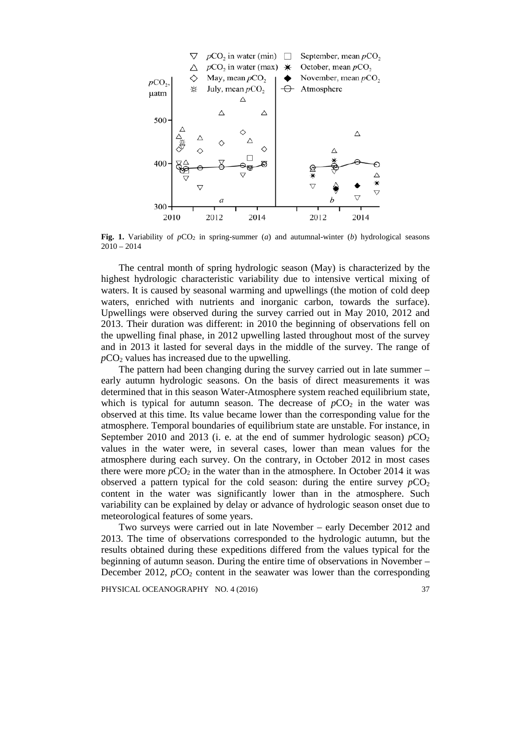**Fig. 1.** Variability of $pCO_2$ in spring-summer (*a*) and autumnal-winter (*b*) hydrological seasons 2010 – 2014

The central month of spring hydrologic season (May) is characterized by the highest hydrologic characteristic variability due to intensive vertical mixing of waters. It is caused by seasonal warming and upwellings (the motion of cold deep waters, enriched with nutrients and inorganic carbon, towards the surface). Upwellings were observed during the survey carried out in May 2010, 2012 and 2013. Their duration was different: in 2010 the beginning of observations fell on the upwelling final phase, in 2012 upwelling lasted throughout most of the survey and in 2013 it lasted for several days in the middle of the survey. The range of $pCO_2$ values has increased due to the upwelling.

The pattern had been changing during the survey carried out in late summer – early autumn hydrologic seasons. On the basis of direct measurements it was determined that in this season Water-Atmosphere system reached equilibrium state, which is typical for autumn season. The decrease of $pCO_2$ in the water was observed at this time. Its value became lower than the corresponding value for the atmosphere. Temporal boundaries of equilibrium state are unstable. For instance, in September 2010 and 2013 (i. e. at the end of summer hydrologic season) $pCO_2$ values in the water were, in several cases, lower than mean values for the atmosphere during each survey. On the contrary, in October 2012 in most cases there were more $pCO_2$ in the water than in the atmosphere. In October 2014 it was observed a pattern typical for the cold season: during the entire survey $pCO_2$ content in the water was significantly lower than in the atmosphere. Such variability can be explained by delay or advance of hydrologic season onset due to meteorological features of some years.

Two surveys were carried out in late November – early December 2012 and 2013. The time of observations corresponded to the hydrologic autumn, but the results obtained during these expeditions differed from the values typical for the beginning of autumn season. During the entire time of observations in November – December 2012, $pCO_2$ content in the seawater was lower than the corresponding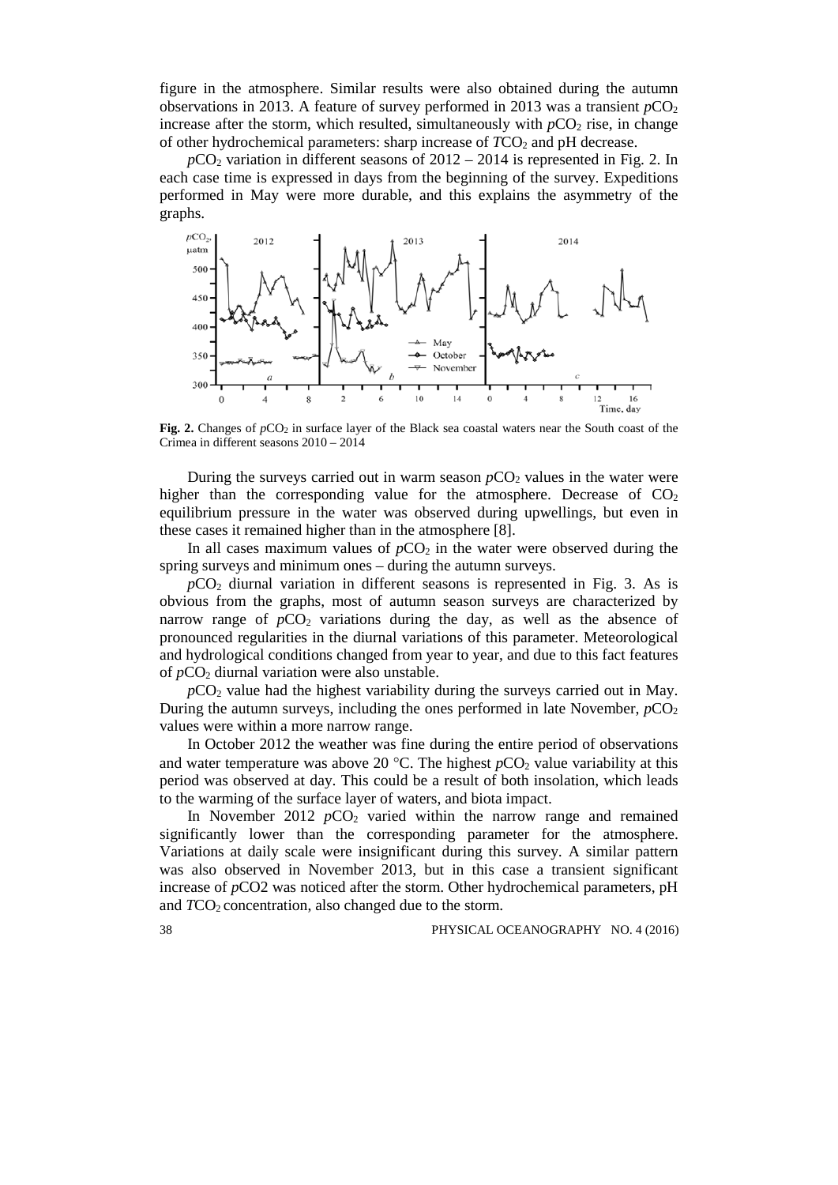figure in the atmosphere. Similar results were also obtained during the autumn observations in 2013. A feature of survey performed in 2013 was a transient $pCO_2$ increase after the storm, which resulted, simultaneously with $pCO_2$ rise, in change of other hydrochemical parameters: sharp increase of $TCO_2$ and pH decrease.

$pCO_2$ variation in different seasons of 2012 – 2014 is represented in Fig. 2. In each case time is expressed in days from the beginning of the survey. Expeditions performed in May were more durable, and this explains the asymmetry of the graphs.

**Fig. 2.** Changes of $pCO_2$ in surface layer of the Black sea coastal waters near the South coast of the Crimea in different seasons 2010 – 2014

During the surveys carried out in warm season $pCO_2$ values in the water were higher than the corresponding value for the atmosphere. Decrease of $CO_2$ equilibrium pressure in the water was observed during upwellings, but even in these cases it remained higher than in the atmosphere [8].

In all cases maximum values of $pCO_2$ in the water were observed during the spring surveys and minimum ones – during the autumn surveys.

$pCO_2$ diurnal variation in different seasons is represented in Fig. 3. As is obvious from the graphs, most of autumn season surveys are characterized by narrow range of $pCO_2$ variations during the day, as well as the absence of pronounced regularities in the diurnal variations of this parameter. Meteorological and hydrological conditions changed from year to year, and due to this fact features of $pCO_2$ diurnal variation were also unstable.

$pCO_2$ value had the highest variability during the surveys carried out in May. During the autumn surveys, including the ones performed in late November, $pCO_2$ values were within a more narrow range.

In October 2012 the weather was fine during the entire period of observations and water temperature was above 20 °C. The highest $pCO_2$ value variability at this period was observed at day. This could be a result of both insolation, which leads to the warming of the surface layer of waters, and biota impact.

In November 2012 $pCO_2$ varied within the narrow range and remained significantly lower than the corresponding parameter for the atmosphere. Variations at daily scale were insignificant during this survey. A similar pattern was also observed in November 2013, but in this case a transient significant increase of $pCO_2$ was noticed after the storm. Other hydrochemical parameters, pH and $TCO_2$ concentration, also changed due to the storm.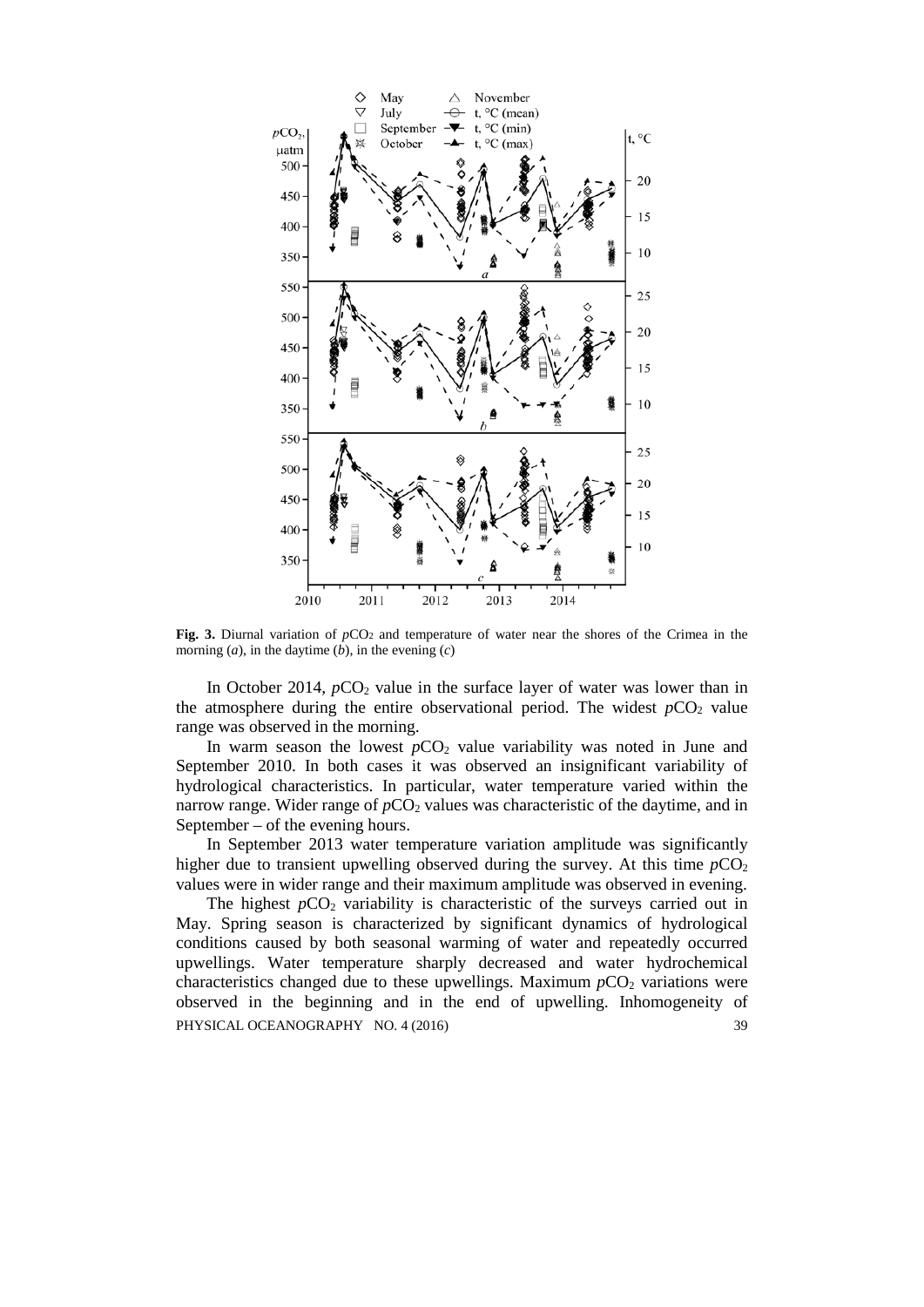**Fig. 3.** Diurnal variation of $pCO_2$ and temperature of water near the shores of the Crimea in the morning (*a*), in the daytime (*b*), in the evening (*c*)

In October 2014, $pCO_2$ value in the surface layer of water was lower than in the atmosphere during the entire observational period. The widest $pCO_2$ value range was observed in the morning.

In warm season the lowest $pCO_2$ value variability was noted in June and September 2010. In both cases it was observed an insignificant variability of hydrological characteristics. In particular, water temperature varied within the narrow range. Wider range of $pCO_2$ values was characteristic of the daytime, and in September – of the evening hours.

In September 2013 water temperature variation amplitude was significantly higher due to transient upwelling observed during the survey. At this time $pCO_2$ values were in wider range and their maximum amplitude was observed in evening.

The highest $pCO_2$ variability is characteristic of the surveys carried out in May. Spring season is characterized by significant dynamics of hydrological conditions caused by both seasonal warming of water and repeatedly occurred upwellings. Water temperature sharply decreased and water hydrochemical characteristics changed due to these upwellings. Maximum $pCO_2$ variations were observed in the beginning and in the end of upwelling. Inhomogeneity of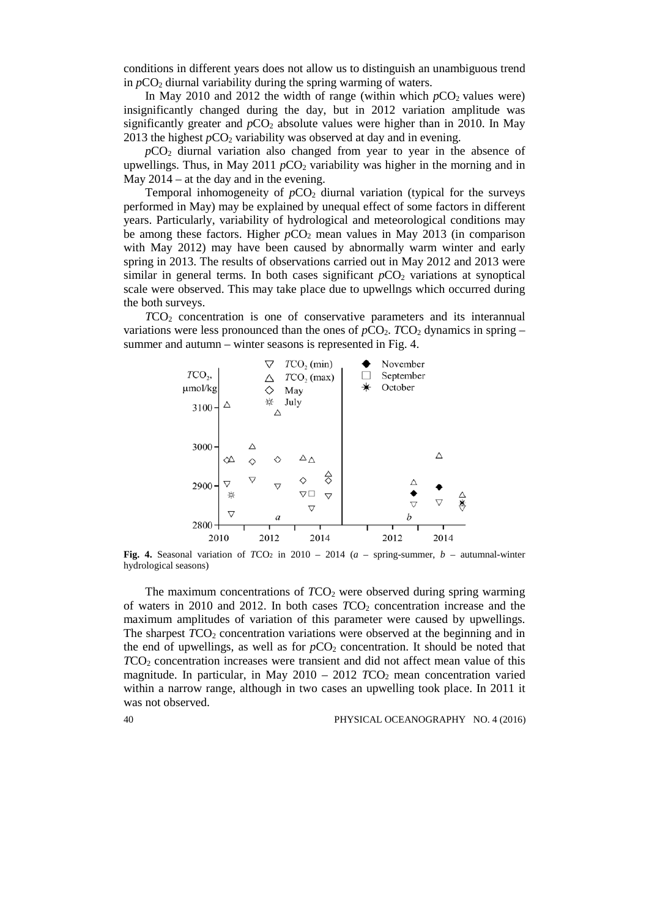conditions in different years does not allow us to distinguish an unambiguous trend in $pCO_2$ diurnal variability during the spring warming of waters.

In May 2010 and 2012 the width of range (within which $pCO_2$ values were) insignificantly changed during the day, but in 2012 variation amplitude was significantly greater and $pCO_2$ absolute values were higher than in 2010. In May 2013 the highest $pCO_2$ variability was observed at day and in evening.

$pCO_2$ diurnal variation also changed from year to year in the absence of upwellings. Thus, in May 2011 $pCO_2$ variability was higher in the morning and in May 2014 – at the day and in the evening.

Temporal inhomogeneity of $pCO_2$ diurnal variation (typical for the surveys performed in May) may be explained by unequal effect of some factors in different years. Particularly, variability of hydrological and meteorological conditions may be among these factors. Higher $pCO_2$ mean values in May 2013 (in comparison with May 2012) may have been caused by abnormally warm winter and early spring in 2013. The results of observations carried out in May 2012 and 2013 were similar in general terms. In both cases significant $pCO_2$ variations at synoptical scale were observed. This may take place due to upwellngs which occurred during the both surveys.

$TCO_2$ concentration is one of conservative parameters and its interannual variations were less pronounced than the ones of $pCO_2$. $TCO_2$ dynamics in spring – summer and autumn – winter seasons is represented in Fig. 4.

**Fig. 4.** Seasonal variation of $TCO_2$ in 2010 – 2014 (*a* – spring-summer, *b* – autumnal-winter hydrological seasons)

The maximum concentrations of $TCO_2$ were observed during spring warming of waters in 2010 and 2012. In both cases $TCO_2$ concentration increase and the maximum amplitudes of variation of this parameter were caused by upwellings. The sharpest $TCO_2$ concentration variations were observed at the beginning and in the end of upwellings, as well as for $pCO_2$ concentration. It should be noted that $TCO_2$ concentration increases were transient and did not affect mean value of this magnitude. In particular, in May 2010 – 2012 $TCO_2$ mean concentration varied within a narrow range, although in two cases an upwelling took place. In 2011 it was not observed.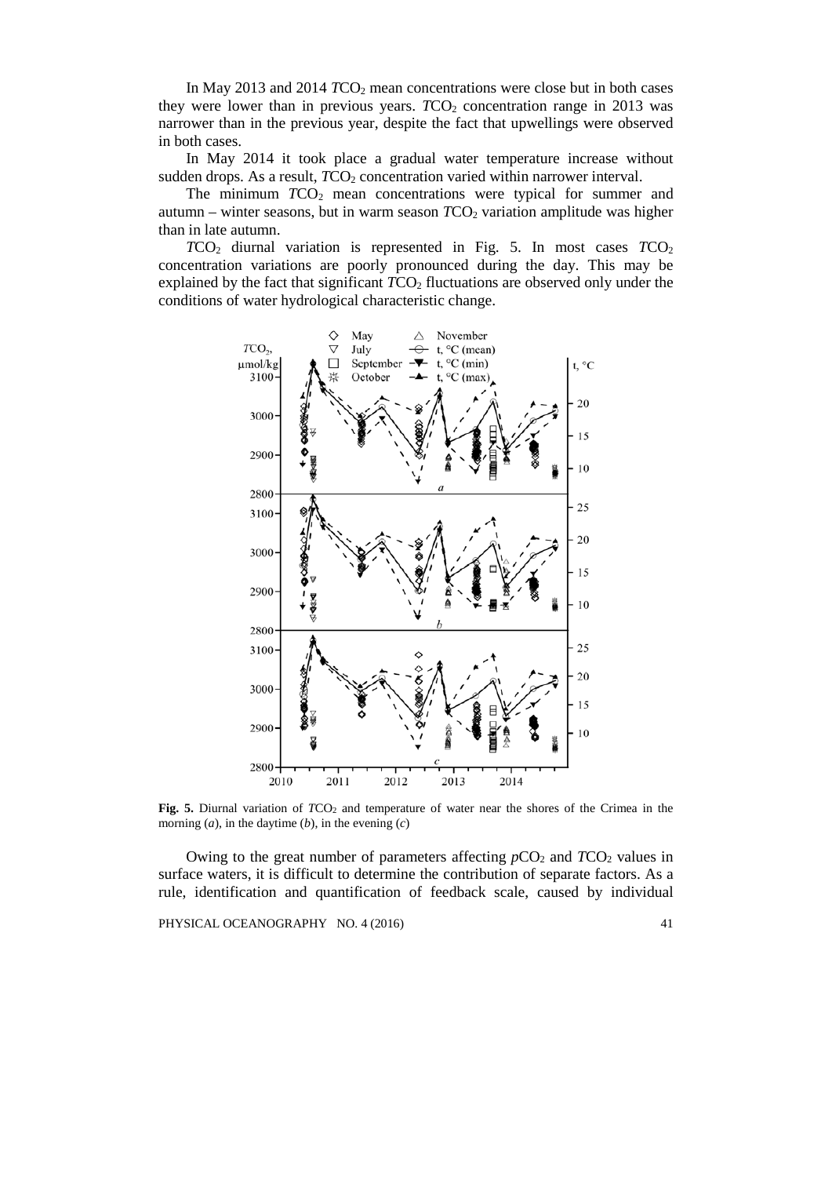In May 2013 and 2014 $TCO_2$ mean concentrations were close but in both cases they were lower than in previous years. $TCO_2$ concentration range in 2013 was narrower than in the previous year, despite the fact that upwellings were observed in both cases.

In May 2014 it took place a gradual water temperature increase without sudden drops. As a result, $TCO_2$ concentration varied within narrower interval.

The minimum $TCO_2$ mean concentrations were typical for summer and autumn – winter seasons, but in warm season $TCO_2$ variation amplitude was higher than in late autumn.

$TCO_2$ diurnal variation is represented in Fig. 5. In most cases $TCO_2$ concentration variations are poorly pronounced during the day. This may be explained by the fact that significant $TCO_2$ fluctuations are observed only under the conditions of water hydrological characteristic change.

**Fig. 5.** Diurnal variation of $TCO_2$ and temperature of water near the shores of the Crimea in the morning (*a*), in the daytime (*b*), in the evening (*c*)

Owing to the great number of parameters affecting $pCO_2$ and $TCO_2$ values in surface waters, it is difficult to determine the contribution of separate factors. As a rule, identification and quantification of feedback scale, caused by individual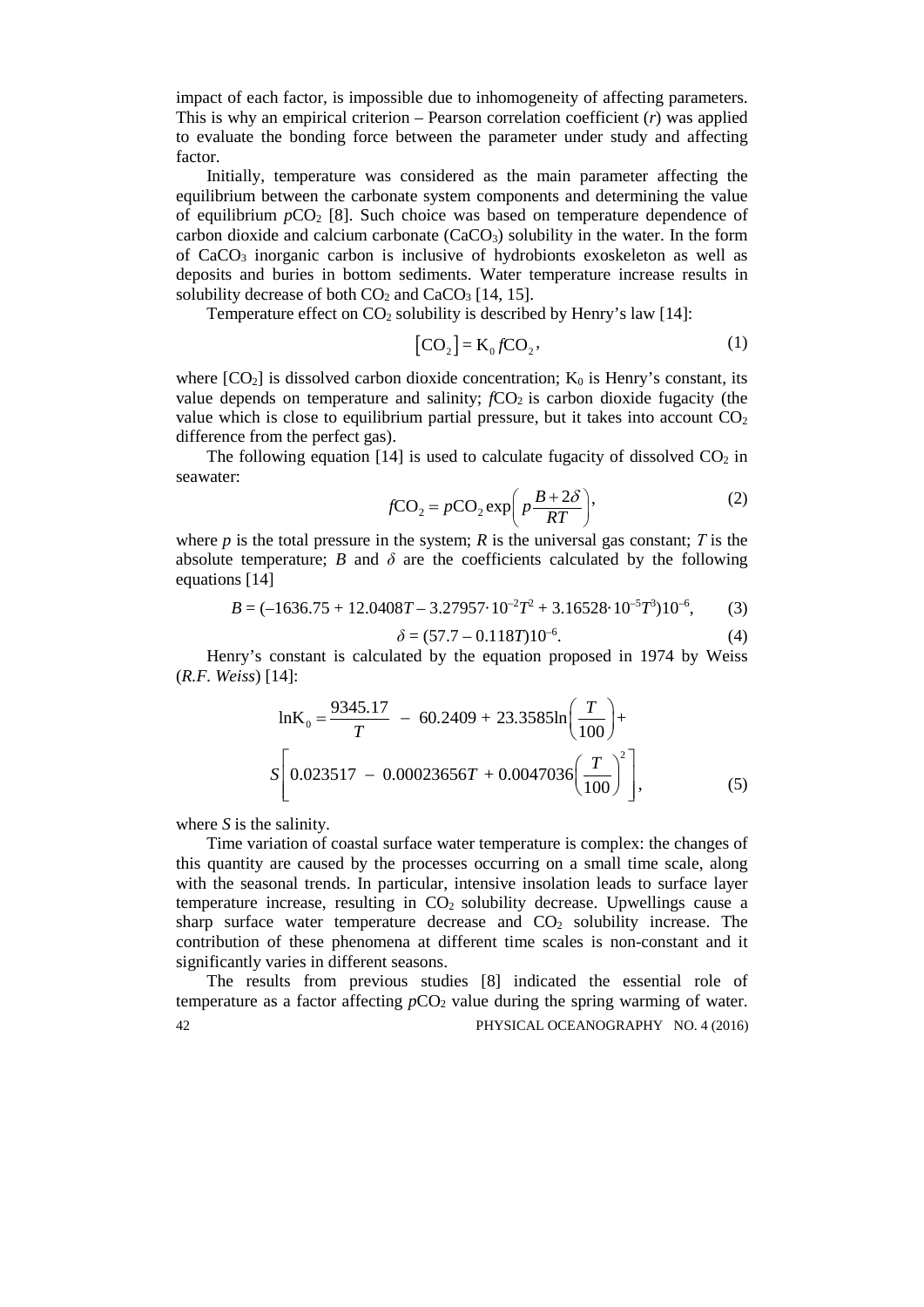impact of each factor, is impossible due to inhomogeneity of affecting parameters. This is why an empirical criterion – Pearson correlation coefficient ($r$) was applied to evaluate the bonding force between the parameter under study and affecting factor.

Initially, temperature was considered as the main parameter affecting the equilibrium between the carbonate system components and determining the value of equilibrium $p\mathrm{CO_2}$ [8]. Such choice was based on temperature dependence of carbon dioxide and calcium carbonate ($\mathrm{CaCO_3}$) solubility in the water. In the form of $\mathrm{CaCO_3}$ inorganic carbon is inclusive of hydrobionts exoskeleton as well as deposits and buries in bottom sediments. Water temperature increase results in solubility decrease of both $\mathrm{CO_2}$ and $\mathrm{CaCO_3}$ [14, 15].

Temperature effect on $\mathrm{CO_2}$ solubility is described by Henry's law [14]:

$$[\mathrm{CO_2}] = \mathrm{K_0}\, f\mathrm{CO_2}, \tag{1}$$

where $[\mathrm{CO_2}]$ is dissolved carbon dioxide concentration; $\mathrm{K_0}$ is Henry's constant, its value depends on temperature and salinity; $f\mathrm{CO_2}$ is carbon dioxide fugacity (the value which is close to equilibrium partial pressure, but it takes into account $\mathrm{CO_2}$ difference from the perfect gas).

The following equation [14] is used to calculate fugacity of dissolved $\mathrm{CO_2}$ in seawater:

$$f\mathrm{CO_2} = p\mathrm{CO_2} \exp\left( p\frac{B + 2\delta}{RT} \right), \tag{2}$$

where $p$ is the total pressure in the system; $R$ is the universal gas constant; $T$ is the absolute temperature; $B$ and $\delta$ are the coefficients calculated by the following equations [14]

$$B = (-1636.75 + 12.0408T - 3.27957\cdot 10^{-2}T^2 + 3.16528\cdot 10^{-5}T^3)10^{-6}, \tag{3}$$

$$\delta = (57.7 - 0.118T)10^{-6}. \tag{4}$$

Henry's constant is calculated by the equation proposed in 1974 by Weiss (*R.F. Weiss*) [14]:

$$\ln\mathrm{K_0} = \frac{9345.17}{T} - 60.2409 + 23.3585\ln\left(\frac{T}{100}\right) + S\left[0.023517 - 0.00023656T + 0.0047036\left(\frac{T}{100}\right)^2\right], \tag{5}$$

where $S$ is the salinity.

Time variation of coastal surface water temperature is complex: the changes of this quantity are caused by the processes occurring on a small time scale, along with the seasonal trends. In particular, intensive insolation leads to surface layer temperature increase, resulting in $\mathrm{CO_2}$ solubility decrease. Upwellings cause a sharp surface water temperature decrease and $\mathrm{CO_2}$ solubility increase. The contribution of these phenomena at different time scales is non-constant and it significantly varies in different seasons.

The results from previous studies [8] indicated the essential role of temperature as a factor affecting $p\mathrm{CO_2}$ value during the spring warming of water.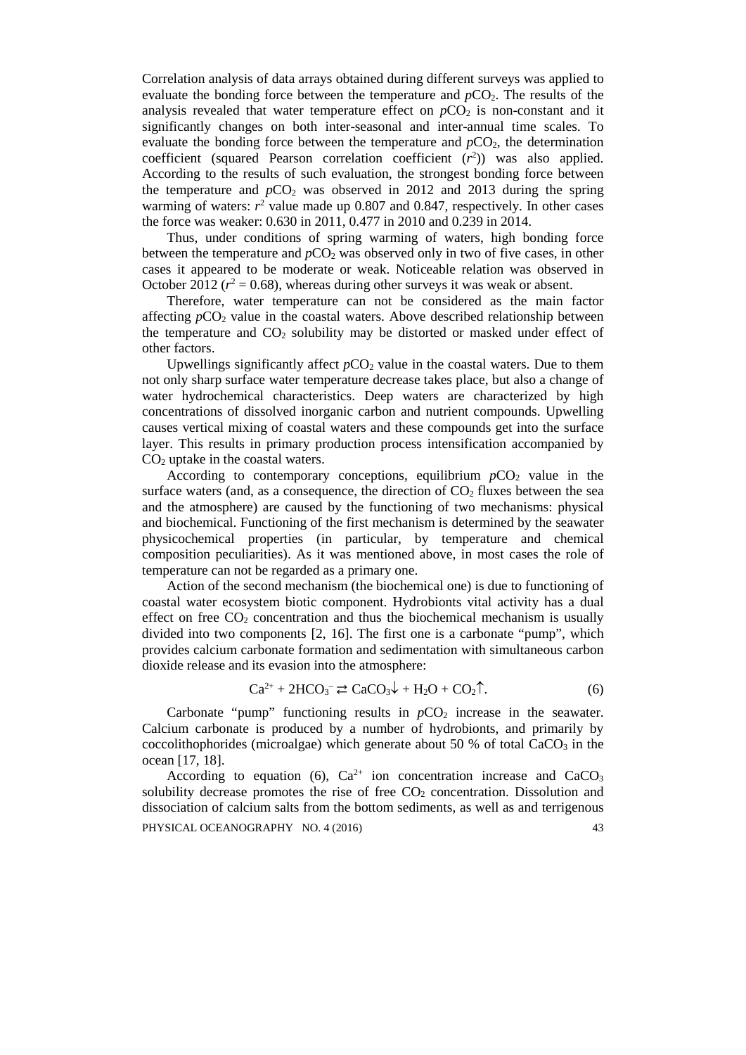Correlation analysis of data arrays obtained during different surveys was applied to evaluate the bonding force between the temperature and $pCO_2$. The results of the analysis revealed that water temperature effect on $pCO_2$ is non-constant and it significantly changes on both inter-seasonal and inter-annual time scales. To evaluate the bonding force between the temperature and $pCO_2$, the determination coefficient (squared Pearson correlation coefficient ($r^2$)) was also applied. According to the results of such evaluation, the strongest bonding force between the temperature and $pCO_2$ was observed in 2012 and 2013 during the spring warming of waters: $r^2$ value made up 0.807 and 0.847, respectively. In other cases the force was weaker: 0.630 in 2011, 0.477 in 2010 and 0.239 in 2014.

Thus, under conditions of spring warming of waters, high bonding force between the temperature and $pCO_2$ was observed only in two of five cases, in other cases it appeared to be moderate or weak. Noticeable relation was observed in October 2012 ($r^2 = 0.68$), whereas during other surveys it was weak or absent.

Therefore, water temperature can not be considered as the main factor affecting $pCO_2$ value in the coastal waters. Above described relationship between the temperature and $CO_2$ solubility may be distorted or masked under effect of other factors.

Upwellings significantly affect $pCO_2$ value in the coastal waters. Due to them not only sharp surface water temperature decrease takes place, but also a change of water hydrochemical characteristics. Deep waters are characterized by high concentrations of dissolved inorganic carbon and nutrient compounds. Upwelling causes vertical mixing of coastal waters and these compounds get into the surface layer. This results in primary production process intensification accompanied by $CO_2$ uptake in the coastal waters.

According to contemporary conceptions, equilibrium $pCO_2$ value in the surface waters (and, as a consequence, the direction of $CO_2$ fluxes between the sea and the atmosphere) are caused by the functioning of two mechanisms: physical and biochemical. Functioning of the first mechanism is determined by the seawater physicochemical properties (in particular, by temperature and chemical composition peculiarities). As it was mentioned above, in most cases the role of temperature can not be regarded as a primary one.

Action of the second mechanism (the biochemical one) is due to functioning of coastal water ecosystem biotic component. Hydrobionts vital activity has a dual effect on free $CO_2$ concentration and thus the biochemical mechanism is usually divided into two components [2, 16]. The first one is a carbonate "pump", which provides calcium carbonate formation and sedimentation with simultaneous carbon dioxide release and its evasion into the atmosphere:

$$Ca^{2+} + 2HCO_3^- \rightleftarrows CaCO_3\downarrow + H_2O + CO_2\uparrow. \qquad (6)$$

Carbonate "pump" functioning results in $pCO_2$ increase in the seawater. Calcium carbonate is produced by a number of hydrobionts, and primarily by coccolithophorides (microalgae) which generate about 50 % of total $CaCO_3$ in the ocean [17, 18].

According to equation (6), $Ca^{2+}$ ion concentration increase and $CaCO_3$ solubility decrease promotes the rise of free $CO_2$ concentration. Dissolution and dissociation of calcium salts from the bottom sediments, as well as and terrigenous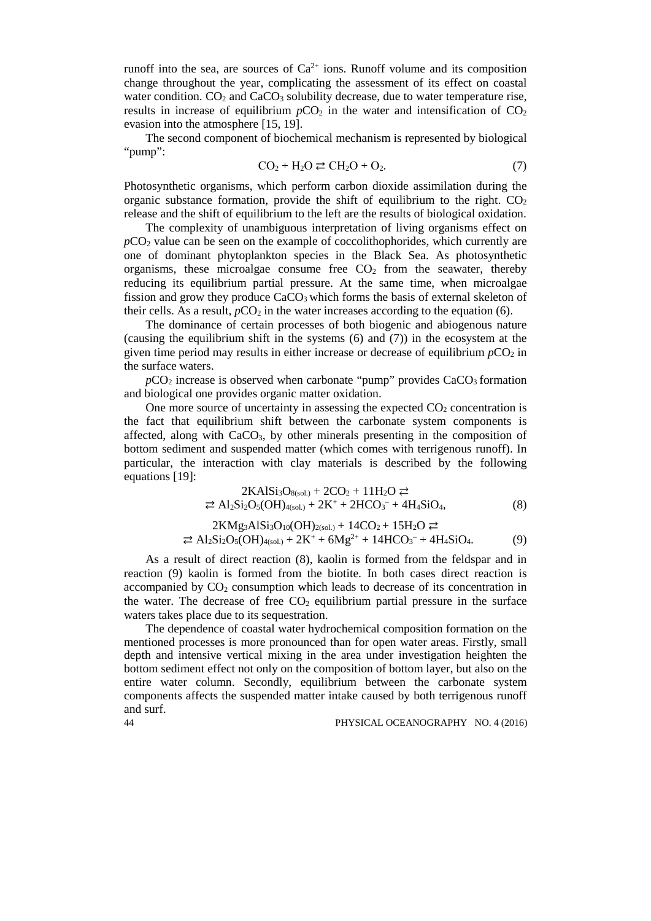runoff into the sea, are sources of $Ca^{2+}$ ions. Runoff volume and its composition change throughout the year, complicating the assessment of its effect on coastal water condition. $CO_2$ and $CaCO_3$ solubility decrease, due to water temperature rise, results in increase of equilibrium $pCO_2$ in the water and intensification of $CO_2$ evasion into the atmosphere [15, 19].

The second component of biochemical mechanism is represented by biological "pump":

$$CO_2 + H_2O \rightleftarrows CH_2O + O_2. \tag{7}$$

Photosynthetic organisms, which perform carbon dioxide assimilation during the organic substance formation, provide the shift of equilibrium to the right. $CO_2$ release and the shift of equilibrium to the left are the results of biological oxidation.

The complexity of unambiguous interpretation of living organisms effect on $pCO_2$ value can be seen on the example of coccolithophorides, which currently are one of dominant phytoplankton species in the Black Sea. As photosynthetic organisms, these microalgae consume free $CO_2$ from the seawater, thereby reducing its equilibrium partial pressure. At the same time, when microalgae fission and grow they produce $CaCO_3$ which forms the basis of external skeleton of their cells. As a result, $pCO_2$ in the water increases according to the equation (6).

The dominance of certain processes of both biogenic and abiogenous nature (causing the equilibrium shift in the systems (6) and (7)) in the ecosystem at the given time period may results in either increase or decrease of equilibrium $pCO_2$ in the surface waters.

$pCO_2$ increase is observed when carbonate "pump" provides $CaCO_3$ formation and biological one provides organic matter oxidation.

One more source of uncertainty in assessing the expected $CO_2$ concentration is the fact that equilibrium shift between the carbonate system components is affected, along with $CaCO_3$, by other minerals presenting in the composition of bottom sediment and suspended matter (which comes with terrigenous runoff). In particular, the interaction with clay materials is described by the following equations [19]:

$$2KAlSi_3O_{8(sol.)} + 2CO_2 + 11H_2O \rightleftarrows$$
$$\rightleftarrows Al_2Si_2O_5(OH)_{4(sol.)} + 2K^+ + 2HCO_3^- + 4H_4SiO_4, \tag{8}$$

$$2KMg_3AlSi_3O_{10}(OH)_{2(sol.)} + 14CO_2 + 15H_2O \rightleftarrows$$
$$\rightleftarrows Al_2Si_2O_5(OH)_{4(sol.)} + 2K^+ + 6Mg^{2+} + 14HCO_3^- + 4H_4SiO_4. \tag{9}$$

As a result of direct reaction (8), kaolin is formed from the feldspar and in reaction (9) kaolin is formed from the biotite. In both cases direct reaction is accompanied by $CO_2$ consumption which leads to decrease of its concentration in the water. The decrease of free $CO_2$ equilibrium partial pressure in the surface waters takes place due to its sequestration.

The dependence of coastal water hydrochemical composition formation on the mentioned processes is more pronounced than for open water areas. Firstly, small depth and intensive vertical mixing in the area under investigation heighten the bottom sediment effect not only on the composition of bottom layer, but also on the entire water column. Secondly, equilibrium between the carbonate system components affects the suspended matter intake caused by both terrigenous runoff and surf.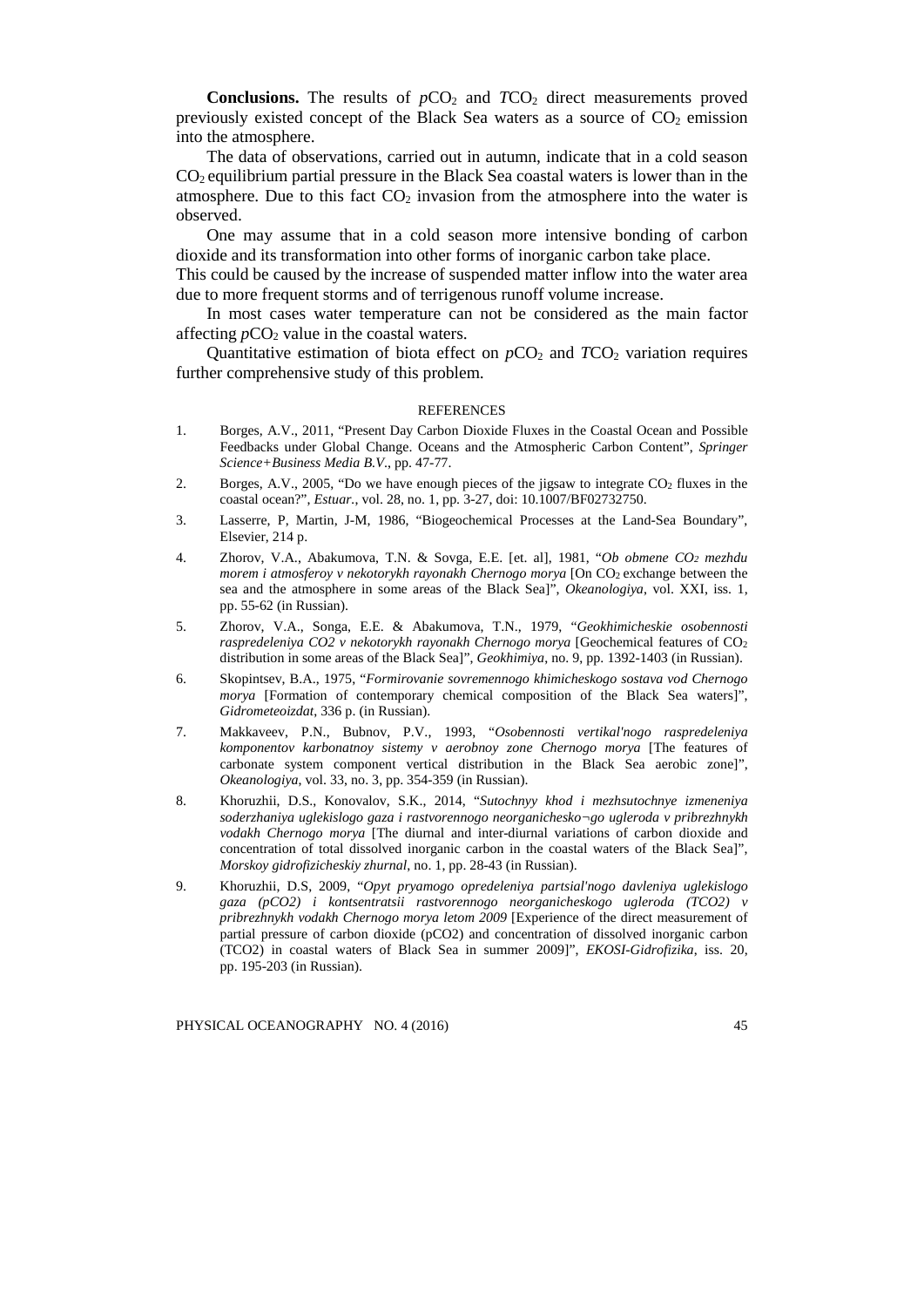**Conclusions.** The results of $pCO_2$ and $TCO_2$ direct measurements proved previously existed concept of the Black Sea waters as a source of $CO_2$ emission into the atmosphere.

The data of observations, carried out in autumn, indicate that in a cold season $CO_2$ equilibrium partial pressure in the Black Sea coastal waters is lower than in the atmosphere. Due to this fact $CO_2$ invasion from the atmosphere into the water is observed.

One may assume that in a cold season more intensive bonding of carbon dioxide and its transformation into other forms of inorganic carbon take place. This could be caused by the increase of suspended matter inflow into the water area due to more frequent storms and of terrigenous runoff volume increase.

In most cases water temperature can not be considered as the main factor affecting $pCO_2$ value in the coastal waters.

Quantitative estimation of biota effect on $pCO_2$ and $TCO_2$ variation requires further comprehensive study of this problem.

## REFERENCES

1. Borges, A.V., 2011, "Present Day Carbon Dioxide Fluxes in the Coastal Ocean and Possible Feedbacks under Global Change. Oceans and the Atmospheric Carbon Content", *Springer Science+Business Media B.V*., pp. 47-77.
2. Borges, A.V., 2005, "Do we have enough pieces of the jigsaw to integrate $CO_2$ fluxes in the coastal ocean?", *Estuar.*, vol. 28, no. 1, pp. 3-27, doi: 10.1007/BF02732750.
3. Lasserre, P, Martin, J-M, 1986, "Biogeochemical Processes at the Land-Sea Boundary", Elsevier, 214 p.
4. Zhorov, V.A., Abakumova, T.N. & Sovga, E.E. [et. al], 1981, "*Ob obmene $CO_2$ mezhdu morem i atmosferoy v nekotorykh rayonakh Chernogo morya* [On $CO_2$ exchange between the sea and the atmosphere in some areas of the Black Sea]", *Okeanologiya*, vol. XXI, iss. 1, pp. 55-62 (in Russian).
5. Zhorov, V.A., Songa, E.E. & Abakumova, T.N., 1979, "*Geokhimicheskie osobennosti raspredeleniya CO2 v nekotorykh rayonakh Chernogo morya* [Geochemical features of $CO_2$ distribution in some areas of the Black Sea]", *Geokhimiya*, no. 9, pp. 1392-1403 (in Russian).
6. Skopintsev, B.A., 1975, "*Formirovanie sovremennogo khimicheskogo sostava vod Chernogo morya* [Formation of contemporary chemical composition of the Black Sea waters]", *Gidrometeoizdat*, 336 p. (in Russian).
7. Makkaveev, P.N., Bubnov, P.V., 1993, "*Osobennosti vertikal'nogo raspredeleniya komponentov karbonatnoy sistemy v aerobnoy zone Chernogo morya* [The features of carbonate system component vertical distribution in the Black Sea aerobic zone]", *Okeanologiya*, vol. 33, no. 3, pp. 354-359 (in Russian).
8. Khoruzhii, D.S., Konovalov, S.K., 2014, "*Sutochnyy khod i mezhsutochnye izmeneniya soderzhaniya uglekislogo gaza i rastvorennogo neorganichesko¬go ugleroda v pribrezhnykh vodakh Chernogo morya* [The diurnal and inter-diurnal variations of carbon dioxide and concentration of total dissolved inorganic carbon in the coastal waters of the Black Sea]", *Morskoy gidrofizicheskiy zhurnal*, no. 1, pp. 28-43 (in Russian).
9. Khoruzhii, D.S, 2009, "*Opyt pryamogo opredeleniya partsial'nogo davleniya uglekislogo gaza (pCO2) i kontsentratsii rastvorennogo neorganicheskogo ugleroda (TCO2) v pribrezhnykh vodakh Chernogo morya letom 2009* [Experience of the direct measurement of partial pressure of carbon dioxide (pCO2) and concentration of dissolved inorganic carbon (TCO2) in coastal waters of Black Sea in summer 2009]", *EKOSI-Gidrofizika*, iss. 20, pp. 195-203 (in Russian).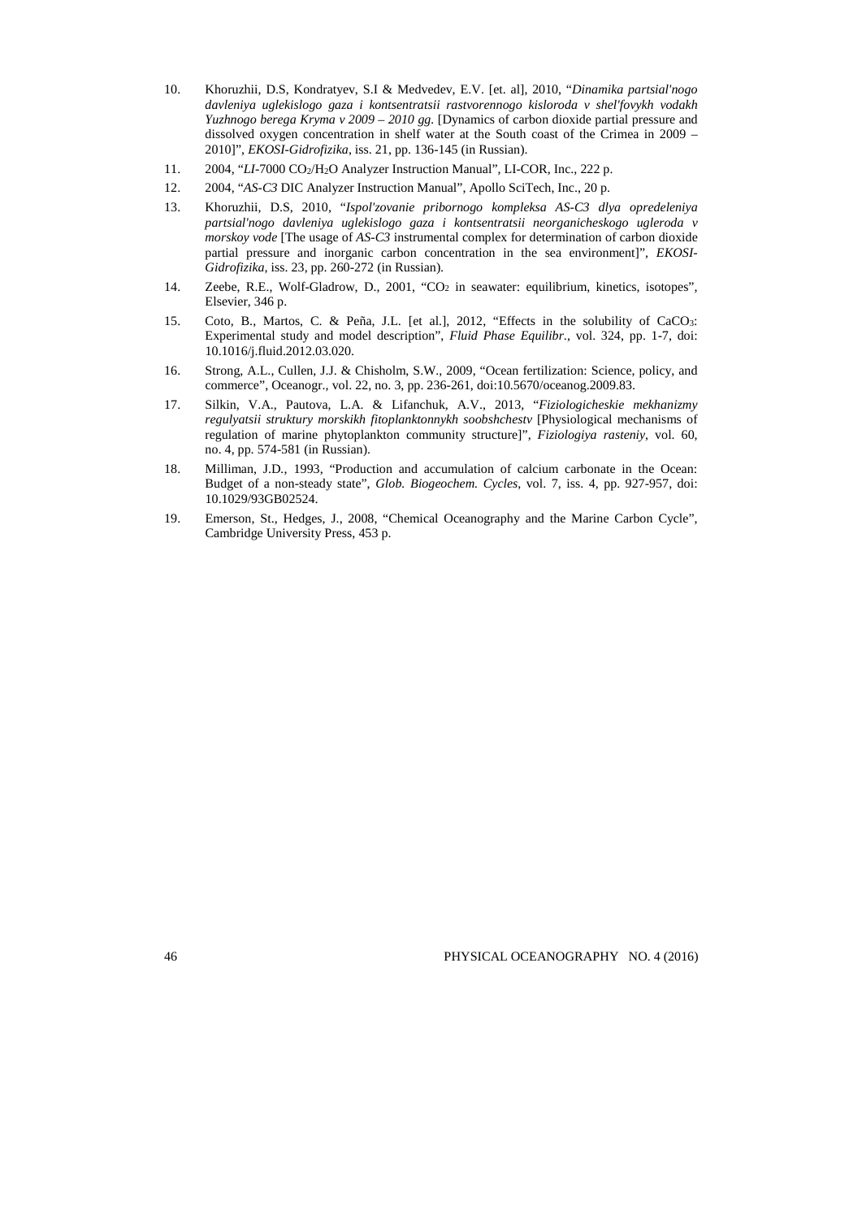10. Khoruzhii, D.S, Kondratyev, S.I & Medvedev, E.V. [et. al], 2010, "*Dinamika partsial'nogo davleniya uglekislogo gaza i kontsentratsii rastvorennogo kisloroda v shel'fovykh vodakh Yuzhnogo berega Kryma v 2009 – 2010 gg.* [Dynamics of carbon dioxide partial pressure and dissolved oxygen concentration in shelf water at the South coast of the Crimea in 2009 – 2010]", *EKOSI-Gidrofizika*, iss. 21, pp. 136-145 (in Russian).
11. 2004, "*LI*-7000 $CO_2$/$H_2O$ Analyzer Instruction Manual", LI-COR, Inc., 222 p.
12. 2004, "*AS-C3* DIC Analyzer Instruction Manual", Apollo SciTech, Inc., 20 p.
13. Khoruzhii, D.S, 2010, "*Ispol'zovanie pribornogo kompleksa AS-C3 dlya opredeleniya partsial'nogo davleniya uglekislogo gaza i kontsentratsii neorganicheskogo ugleroda v morskoy vode* [The usage of *AS-C3* instrumental complex for determination of carbon dioxide partial pressure and inorganic carbon concentration in the sea environment]", *EKOSI-Gidrofizika*, iss. 23, pp. 260-272 (in Russian).
14. Zeebe, R.E., Wolf-Gladrow, D., 2001, "$CO_2$ in seawater: equilibrium, kinetics, isotopes", Elsevier, 346 p.
15. Coto, B., Martos, C. & Peña, J.L. [et al.], 2012, "Effects in the solubility of $CaCO_3$: Experimental study and model description", *Fluid Phase Equilibr.*, vol. 324, pp. 1-7, doi: 10.1016/j.fluid.2012.03.020.
16. Strong, A.L., Cullen, J.J. & Chisholm, S.W., 2009, "Ocean fertilization: Science, policy, and commerce", Oceanogr., vol. 22, no. 3, pp. 236-261, doi:10.5670/oceanog.2009.83.
17. Silkin, V.A., Pautova, L.A. & Lifanchuk, A.V., 2013, "*Fiziologicheskie mekhanizmy regulyatsii struktury morskikh fitoplanktonnykh soobshchestv* [Physiological mechanisms of regulation of marine phytoplankton community structure]", *Fiziologiya rasteniy*, vol. 60, no. 4, pp. 574-581 (in Russian).
18. Milliman, J.D., 1993, "Production and accumulation of calcium carbonate in the Ocean: Budget of a non-steady state", *Glob. Biogeochem. Cycles*, vol. 7, iss. 4, pp. 927-957, doi: 10.1029/93GB02524.
19. Emerson, St., Hedges, J., 2008, "Chemical Oceanography and the Marine Carbon Cycle", Cambridge University Press, 453 p.